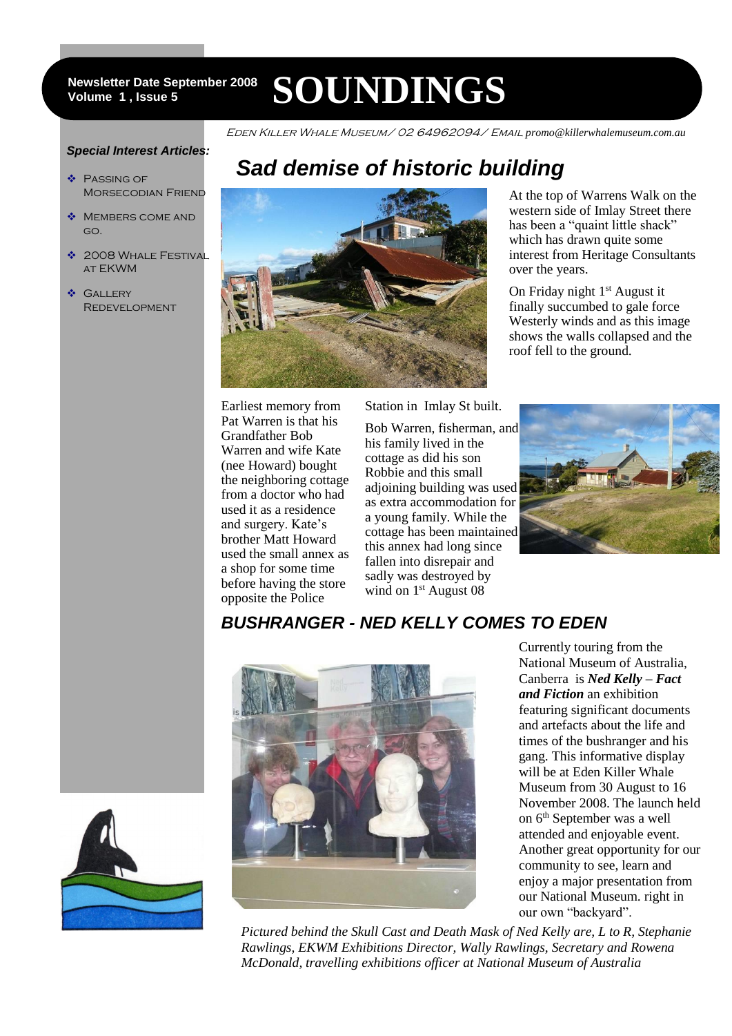Newsletter Date September 2008
Volume 1 , Issue 5

# SOUNDINGS

EDEN KILLER WHALE MUSEUM/ 02 64962094/ EMAIL promo@killerwhalemuseum.com.au

***Special Interest Articles:***

- PASSING OF MORSECODIAN FRIEND
- MEMBERS COME AND GO.
- 2008 WHALE FESTIVAL AT EKWM
- GALLERY REDEVELOPMENT

## *Sad demise of historic building*

At the top of Warrens Walk on the western side of Imlay Street there has been a "quaint little shack" which has drawn quite some interest from Heritage Consultants over the years.

On Friday night 1st August it finally succumbed to gale force Westerly winds and as this image shows the walls collapsed and the roof fell to the ground.

Earliest memory from Pat Warren is that his Grandfather Bob Warren and wife Kate (nee Howard) bought the neighboring cottage from a doctor who had used it as a residence and surgery. Kate's brother Matt Howard used the small annex as a shop for some time before having the store opposite the Police Station in Imlay St built.

Bob Warren, fisherman, and his family lived in the cottage as did his son Robbie and this small adjoining building was used as extra accommodation for a young family. While the cottage has been maintained this annex had long since fallen into disrepair and sadly was destroyed by wind on 1st August 08

## *BUSHRANGER - NED KELLY COMES TO EDEN*

Currently touring from the National Museum of Australia, Canberra is ***Ned Kelly – Fact and Fiction*** an exhibition featuring significant documents and artefacts about the life and times of the bushranger and his gang. This informative display will be at Eden Killer Whale Museum from 30 August to 16 November 2008. The launch held on 6th September was a well attended and enjoyable event. Another great opportunity for our community to see, learn and enjoy a major presentation from our National Museum. right in our own "backyard".

*Pictured behind the Skull Cast and Death Mask of Ned Kelly are, L to R, Stephanie Rawlings, EKWM Exhibitions Director, Wally Rawlings, Secretary and Rowena McDonald, travelling exhibitions officer at National Museum of Australia*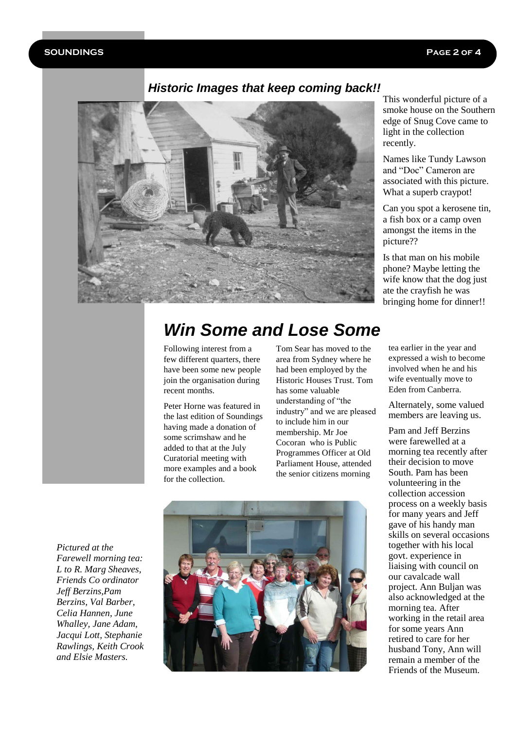## Historic Images that keep coming back!!

This wonderful picture of a smoke house on the Southern edge of Snug Cove came to light in the collection recently.

Names like Tundy Lawson and "Doc" Cameron are associated with this picture. What a superb craypot!

Can you spot a kerosene tin, a fish box or a camp oven amongst the items in the picture??

Is that man on his mobile phone? Maybe letting the wife know that the dog just ate the crayfish he was bringing home for dinner!!

# Win Some and Lose Some

Following interest from a few different quarters, there have been some new people join the organisation during recent months.

Peter Horne was featured in the last edition of Soundings having made a donation of some scrimshaw and he added to that at the July Curatorial meeting with more examples and a book for the collection.

Tom Sear has moved to the area from Sydney where he had been employed by the Historic Houses Trust. Tom has some valuable understanding of "the industry" and we are pleased to include him in our membership. Mr Joe Cocoran who is Public Programmes Officer at Old Parliament House, attended the senior citizens morning tea earlier in the year and expressed a wish to become involved when he and his wife eventually move to Eden from Canberra.

Alternately, some valued members are leaving us.

Pam and Jeff Berzins were farewelled at a morning tea recently after their decision to move South. Pam has been volunteering in the collection accession process on a weekly basis for many years and Jeff gave of his handy man skills on several occasions together with his local govt. experience in liaising with council on our cavalcade wall project. Ann Buljan was also acknowledged at the morning tea. After working in the retail area for some years Ann retired to care for her husband Tony, Ann will remain a member of the Friends of the Museum.

*Pictured at the Farewell morning tea: L to R. Marg Sheaves, Friends Co ordinator Jeff Berzins,Pam Berzins, Val Barber, Celia Hannen, June Whalley, Jane Adam, Jacqui Lott, Stephanie Rawlings, Keith Crook and Elsie Masters.*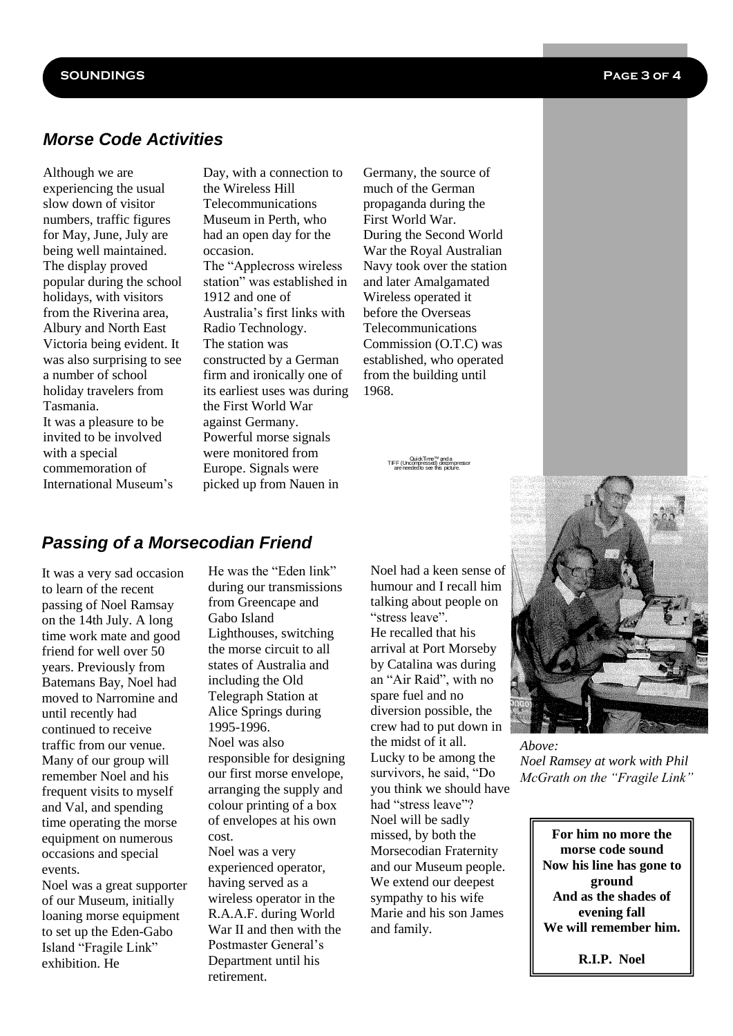## *Morse Code Activities*

Although we are experiencing the usual slow down of visitor numbers, traffic figures for May, June, July are being well maintained. The display proved popular during the school holidays, with visitors from the Riverina area, Albury and North East Victoria being evident. It was also surprising to see a number of school holiday travelers from Tasmania.

It was a pleasure to be invited to be involved with a special commemoration of International Museum's Day, with a connection to the Wireless Hill Telecommunications Museum in Perth, who had an open day for the occasion.

The "Applecross wireless station" was established in 1912 and one of Australia's first links with Radio Technology.

The station was constructed by a German firm and ironically one of its earliest uses was during the First World War against Germany.

Powerful morse signals were monitored from Europe. Signals were picked up from Nauen in Germany, the source of much of the German propaganda during the First World War.

During the Second World War the Royal Australian Navy took over the station and later Amalgamated Wireless operated it before the Overseas Telecommunications Commission (O.T.C) was established, who operated from the building until 1968.

QuickTime™ and a TIFF (Uncompressed) decompressor are needed to see this picture.

## *Passing of a Morsecodian Friend*

It was a very sad occasion to learn of the recent passing of Noel Ramsay on the 14th July. A long time work mate and good friend for well over 50 years. Previously from Batemans Bay, Noel had moved to Narromine and until recently had continued to receive traffic from our venue. Many of our group will remember Noel and his frequent visits to myself and Val, and spending time operating the morse equipment on numerous occasions and special events.

Noel was a great supporter of our Museum, initially loaning morse equipment to set up the Eden-Gabo Island "Fragile Link" exhibition. He was the "Eden link" during our transmissions from Greencape and Gabo Island Lighthouses, switching the morse circuit to all states of Australia and including the Old Telegraph Station at Alice Springs during 1995-1996.

Noel was also responsible for designing our first morse envelope, arranging the supply and colour printing of a box of envelopes at his own cost.

Noel was a very experienced operator, having served as a wireless operator in the R.A.A.F. during World War II and then with the Postmaster General's Department until his retirement.

Noel had a keen sense of humour and I recall him talking about people on "stress leave".

He recalled that his arrival at Port Morseby by Catalina was during an "Air Raid", with no spare fuel and no diversion possible, the crew had to put down in the midst of it all.

Lucky to be among the survivors, he said, "Do you think we should have had "stress leave"?

Noel will be sadly missed, by both the Morsecodian Fraternity and our Museum people. We extend our deepest sympathy to his wife Marie and his son James and family.

*Above:*
*Noel Ramsey at work with Phil McGrath on the "Fragile Link"*

**For him no more the morse code sound**
**Now his line has gone to ground**
**And as the shades of evening fall**
**We will remember him.**

**R.I.P. Noel**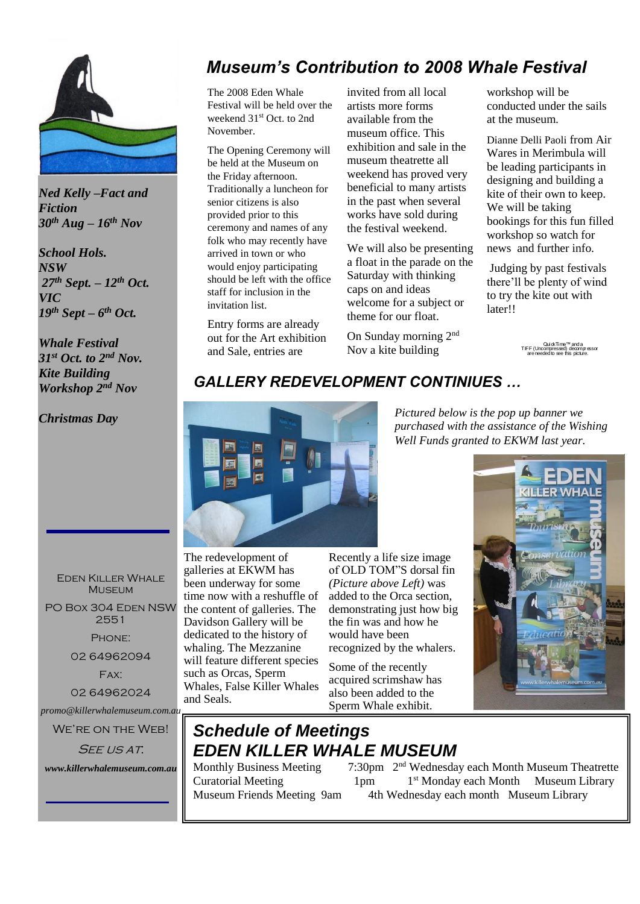# *Museum's Contribution to 2008 Whale Festival*

The 2008 Eden Whale Festival will be held over the weekend 31st Oct. to 2nd November.

The Opening Ceremony will be held at the Museum on the Friday afternoon. Traditionally a luncheon for senior citizens is also provided prior to this ceremony and names of any folk who may recently have arrived in town or who would enjoy participating should be left with the office staff for inclusion in the invitation list.

Entry forms are already out for the Art exhibition and Sale, entries are invited from all local artists more forms available from the museum office. This exhibition and sale in the museum theatrette all weekend has proved very beneficial to many artists in the past when several works have sold during the festival weekend.

We will also be presenting a float in the parade on the Saturday with thinking caps on and ideas welcome for a subject or theme for our float.

On Sunday morning 2nd Nov a kite building workshop will be conducted under the sails at the museum.

Dianne Delli Paoli from Air Wares in Merimbula will be leading participants in designing and building a kite of their own to keep. We will be taking bookings for this fun filled workshop so watch for news and further info.

Judging by past festivals there'll be plenty of wind to try the kite out with later!!

QuickTime™ and a TIFF (Uncompressed) decompressor are needed to see this picture.

## *GALLERY REDEVELOPMENT CONTINIUES …*

*Pictured below is the pop up banner we purchased with the assistance of the Wishing Well Funds granted to EKWM last year.*

The redevelopment of galleries at EKWM has been underway for some time now with a reshuffle of the content of galleries. The Davidson Gallery will be dedicated to the history of whaling. The Mezzanine will feature different species such as Orcas, Sperm Whales, False Killer Whales and Seals.

Recently a life size image of OLD TOM"S dorsal fin *(Picture above Left)* was added to the Orca section, demonstrating just how big the fin was and how he would have been recognized by the whalers.

Some of the recently acquired scrimshaw has also been added to the Sperm Whale exhibit.

EDEN KILLER WHALE museum

Tourism Conservation Library Education

www.killerwhalemuseum.com.au

## *Schedule of Meetings*
## *EDEN KILLER WHALE MUSEUM*

| | | | |
|---|---|---|---|
| Monthly Business Meeting | 7:30pm | 2nd Wednesday each Month | Museum Theatrette |
| Curatorial Meeting | 1pm | 1st Monday each Month | Museum Library |
| Museum Friends Meeting | 9am | 4th Wednesday each month | Museum Library |

***Ned Kelly –Fact and Fiction***
***30th Aug – 16th Nov***

***School Hols.***
***NSW***
***27th Sept. – 12th Oct.***
***VIC***
***19th Sept – 6th Oct.***

***Whale Festival***
***31st Oct. to 2nd Nov.***
***Kite Building Workshop 2nd Nov***

***Christmas Day***

EDEN KILLER WHALE MUSEUM

PO BOX 304 EDEN NSW 2551

PHONE:

02 64962094

FAX:

02 64962024

*promo@killerwhalemuseum.com.au*

WE'RE ON THE WEB!

*SEE US AT:*

***www.killerwhalemuseum.com.au***